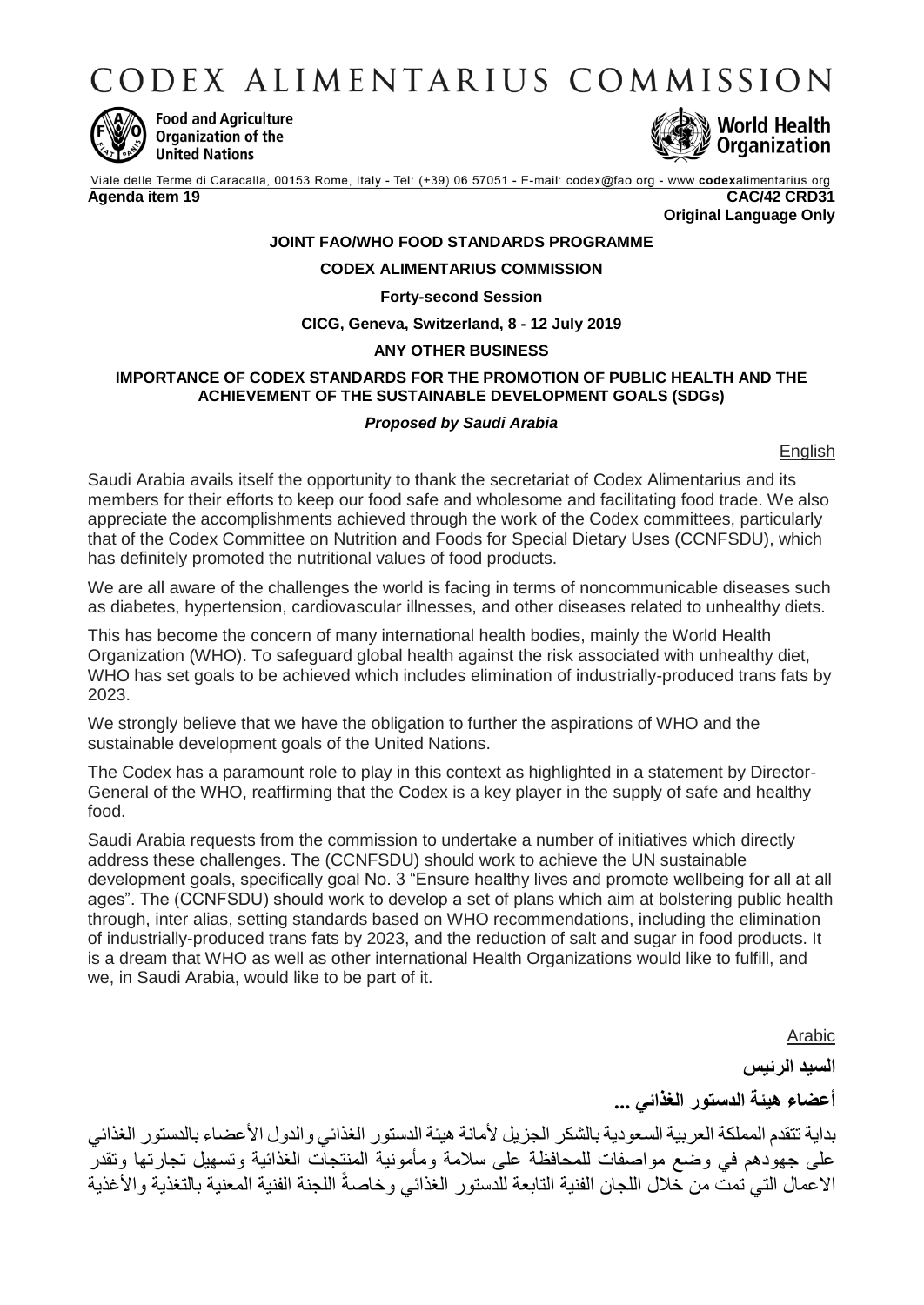# CODEX ALIMENTARIUS COMMISSION

Food and Agriculture Organization of the United Nations

World Health Organization

Viale delle Terme di Caracalla, 00153 Rome, Italy - Tel: (+39) 06 57051 - E-mail: codex@fao.org - www.codexalimentarius.org

**Agenda item 19** **CAC/42 CRD31**

**Original Language Only**

**JOINT FAO/WHO FOOD STANDARDS PROGRAMME**

**CODEX ALIMENTARIUS COMMISSION**

**Forty-second Session**

**CICG, Geneva, Switzerland, 8 - 12 July 2019**

**ANY OTHER BUSINESS**

**IMPORTANCE OF CODEX STANDARDS FOR THE PROMOTION OF PUBLIC HEALTH AND THE ACHIEVEMENT OF THE SUSTAINABLE DEVELOPMENT GOALS (SDGs)**

***Proposed by Saudi Arabia***

English

Saudi Arabia avails itself the opportunity to thank the secretariat of Codex Alimentarius and its members for their efforts to keep our food safe and wholesome and facilitating food trade. We also appreciate the accomplishments achieved through the work of the Codex committees, particularly that of the Codex Committee on Nutrition and Foods for Special Dietary Uses (CCNFSDU), which has definitely promoted the nutritional values of food products.

We are all aware of the challenges the world is facing in terms of noncommunicable diseases such as diabetes, hypertension, cardiovascular illnesses, and other diseases related to unhealthy diets.

This has become the concern of many international health bodies, mainly the World Health Organization (WHO). To safeguard global health against the risk associated with unhealthy diet, WHO has set goals to be achieved which includes elimination of industrially-produced trans fats by 2023.

We strongly believe that we have the obligation to further the aspirations of WHO and the sustainable development goals of the United Nations.

The Codex has a paramount role to play in this context as highlighted in a statement by Director-General of the WHO, reaffirming that the Codex is a key player in the supply of safe and healthy food.

Saudi Arabia requests from the commission to undertake a number of initiatives which directly address these challenges. The (CCNFSDU) should work to achieve the UN sustainable development goals, specifically goal No. 3 "Ensure healthy lives and promote wellbeing for all at all ages". The (CCNFSDU) should work to develop a set of plans which aim at bolstering public health through, inter alias, setting standards based on WHO recommendations, including the elimination of industrially-produced trans fats by 2023, and the reduction of salt and sugar in food products. It is a dream that WHO as well as other international Health Organizations would like to fulfill, and we, in Saudi Arabia, would like to be part of it.

Arabic

**السيد الرئيس**

**أعضاء هيئة الدستور الغذائي ...**

بداية تتقدم المملكة العربية السعودية بالشكر الجزيل لأمانة هيئة الدستور الغذائي والدول الأعضاء بالدستور الغذائي على جهودهم في وضع مواصفات للمحافظة على سلامة ومأمونية المنتجات الغذائية وتسهيل تجارتها وتقدر الاعمال التي تمت من خلال اللجان الفنية التابعة للدستور الغذائي وخاصةً اللجنة الفنية المعنية بالتغذية والأغذية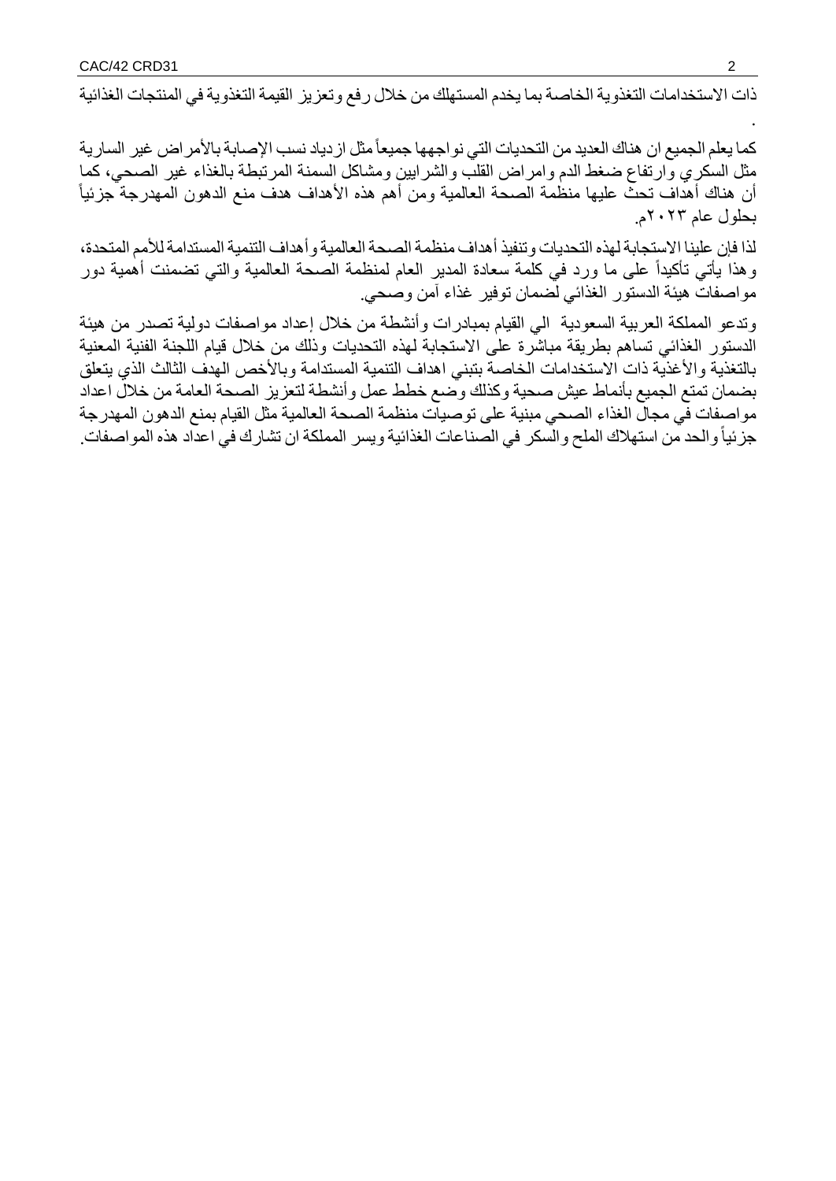ذات الاستخدامات التغذوية الخاصة بما يخدم المستهلك من خلال رفع وتعزيز القيمة التغذوية في المنتجات الغذائية .

كما يعلم الجميع ان هناك العديد من التحديات التي نواجهها جميعاً مثل ازدياد نسب الإصابة بالأمراض غير السارية مثل السكري وارتفاع ضغط الدم وامراض القلب والشرايين ومشاكل السمنة المرتبطة بالغذاء غير الصحي، كما أن هناك أهداف تحث عليها منظمة الصحة العالمية ومن أهم هذه الأهداف هدف منع الدهون المهدرجة جزئياً بحلول عام ٢٠٢٣م.

لذا فإن علينا الاستجابة لهذه التحديات وتنفيذ أهداف منظمة الصحة العالمية وأهداف التنمية المستدامة للأمم المتحدة، وهذا يأتي تأكيداً على ما ورد في كلمة سعادة المدير العام لمنظمة الصحة العالمية والتي تضمنت أهمية دور مواصفات هيئة الدستور الغذائي لضمان توفير غذاء آمن وصحي.

وتدعو المملكة العربية السعودية الي القيام بمبادرات وأنشطة من خلال إعداد مواصفات دولية تصدر من هيئة الدستور الغذائي تساهم بطريقة مباشرة على الاستجابة لهذه التحديات وذلك من خلال قيام اللجنة الفنية المعنية بالتغذية والأغذية ذات الاستخدامات الخاصة بتبني اهداف التنمية المستدامة وبالأخص الهدف الثالث الذي يتعلق بضمان تمتع الجميع بأنماط عيش صحية وكذلك وضع خطط عمل وأنشطة لتعزيز الصحة العامة من خلال اعداد مواصفات في مجال الغذاء الصحي مبنية على توصيات منظمة الصحة العالمية مثل القيام بمنع الدهون المهدرجة جزئياً والحد من استهلاك الملح والسكر في الصناعات الغذائية ويسر المملكة ان تشارك في اعداد هذه المواصفات.